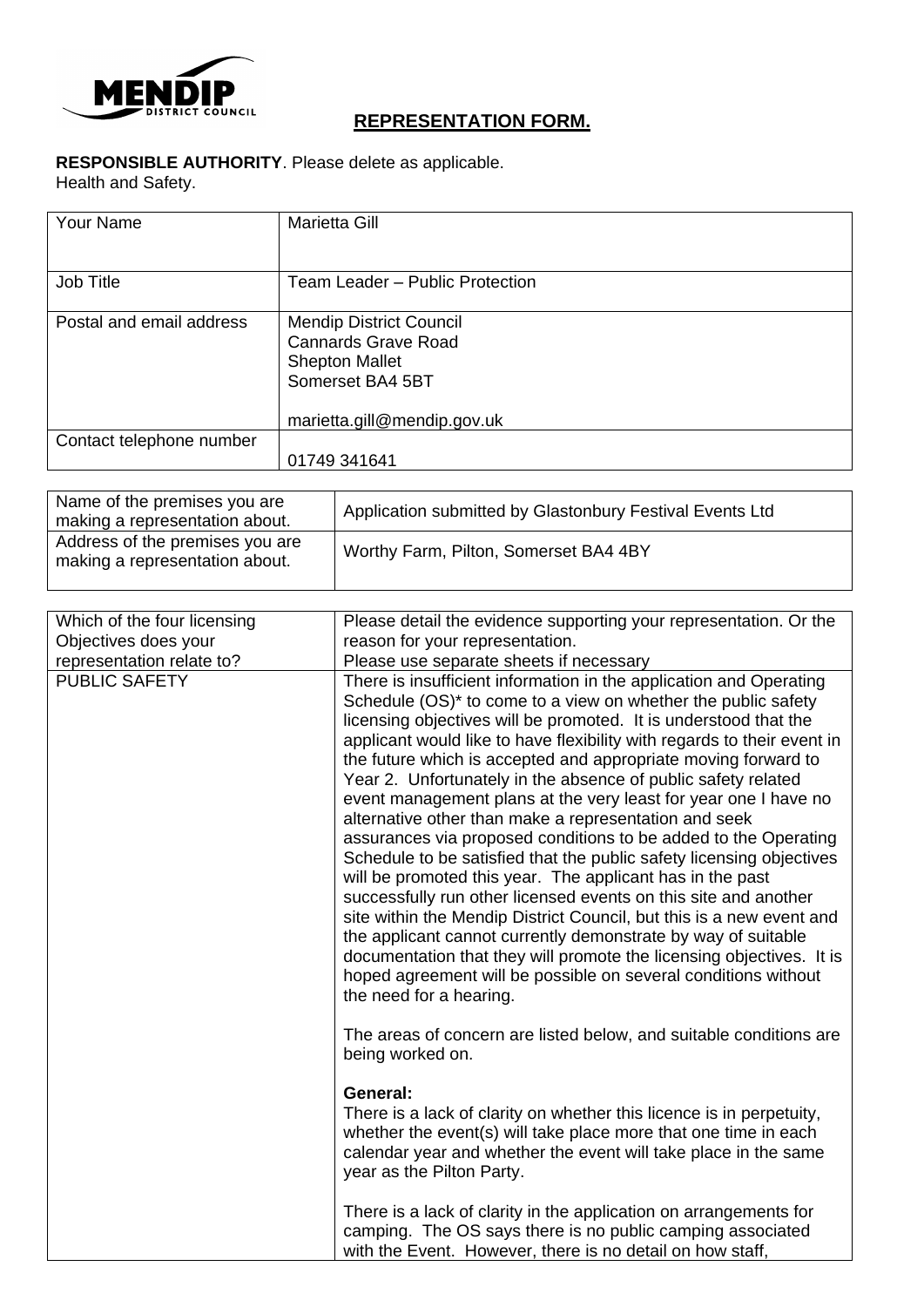MENDIP DISTRICT COUNCIL

## REPRESENTATION FORM.

**RESPONSIBLE AUTHORITY**. Please delete as applicable.
Health and Safety.

| Your Name | Marietta Gill |
|---|---|
| Job Title | Team Leader – Public Protection |
| Postal and email address | Mendip District Council<br>Cannards Grave Road<br>Shepton Mallet<br>Somerset BA4 5BT<br><br>marietta.gill@mendip.gov.uk |
| Contact telephone number | 01749 341641 |

| Name of the premises you are making a representation about. | Application submitted by Glastonbury Festival Events Ltd |
|---|---|
| Address of the premises you are making a representation about. | Worthy Farm, Pilton, Somerset BA4 4BY |

| Which of the four licensing Objectives does your representation relate to? | Please detail the evidence supporting your representation. Or the reason for your representation. Please use separate sheets if necessary |
|---|---|
| PUBLIC SAFETY | There is insufficient information in the application and Operating Schedule (OS)* to come to a view on whether the public safety licensing objectives will be promoted. It is understood that the applicant would like to have flexibility with regards to their event in the future which is accepted and appropriate moving forward to Year 2. Unfortunately in the absence of public safety related event management plans at the very least for year one I have no alternative other than make a representation and seek assurances via proposed conditions to be added to the Operating Schedule to be satisfied that the public safety licensing objectives will be promoted this year. The applicant has in the past successfully run other licensed events on this site and another site within the Mendip District Council, but this is a new event and the applicant cannot currently demonstrate by way of suitable documentation that they will promote the licensing objectives. It is hoped agreement will be possible on several conditions without the need for a hearing.<br><br>The areas of concern are listed below, and suitable conditions are being worked on.<br><br>**General:**<br>There is a lack of clarity on whether this licence is in perpetuity, whether the event(s) will take place more that one time in each calendar year and whether the event will take place in the same year as the Pilton Party.<br><br>There is a lack of clarity in the application on arrangements for camping. The OS says there is no public camping associated with the Event. However, there is no detail on how staff, |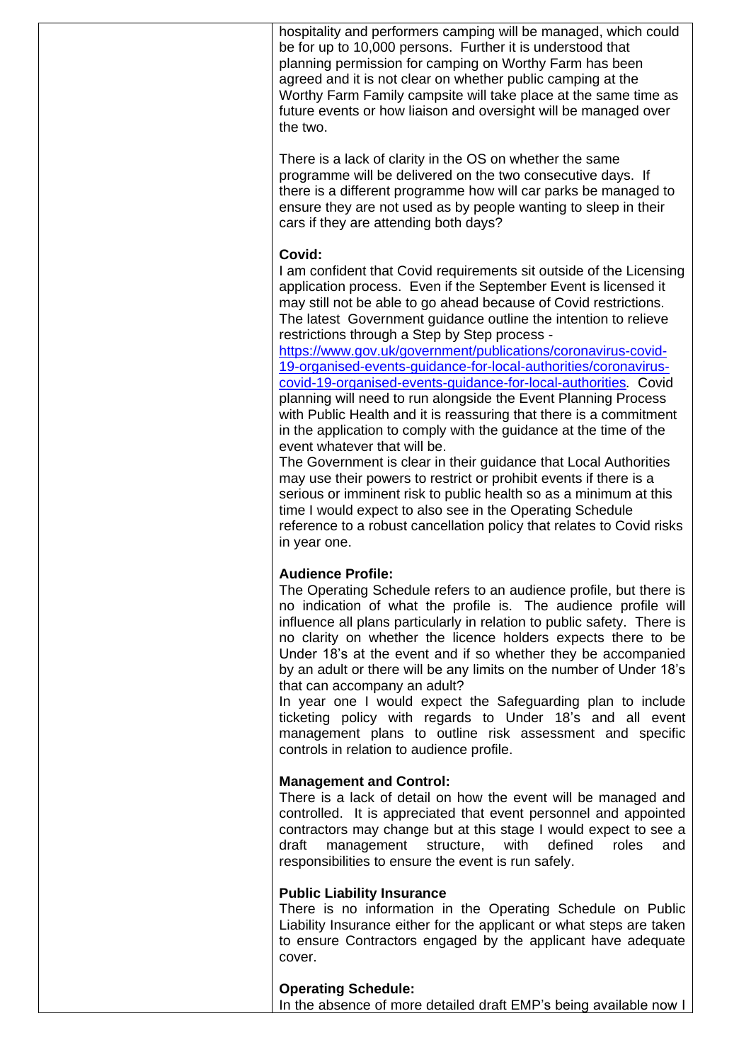hospitality and performers camping will be managed, which could be for up to 10,000 persons. Further it is understood that planning permission for camping on Worthy Farm has been agreed and it is not clear on whether public camping at the Worthy Farm Family campsite will take place at the same time as future events or how liaison and oversight will be managed over the two.

There is a lack of clarity in the OS on whether the same programme will be delivered on the two consecutive days. If there is a different programme how will car parks be managed to ensure they are not used as by people wanting to sleep in their cars if they are attending both days?

**Covid:**

I am confident that Covid requirements sit outside of the Licensing application process. Even if the September Event is licensed it may still not be able to go ahead because of Covid restrictions. The latest Government guidance outline the intention to relieve restrictions through a Step by Step process - [https://www.gov.uk/government/publications/coronavirus-covid-19-organised-events-guidance-for-local-authorities/coronavirus-covid-19-organised-events-guidance-for-local-authorities](https://www.gov.uk/government/publications/coronavirus-covid-19-organised-events-guidance-for-local-authorities/coronavirus-covid-19-organised-events-guidance-for-local-authorities). Covid planning will need to run alongside the Event Planning Process with Public Health and it is reassuring that there is a commitment in the application to comply with the guidance at the time of the event whatever that will be.

The Government is clear in their guidance that Local Authorities may use their powers to restrict or prohibit events if there is a serious or imminent risk to public health so as a minimum at this time I would expect to also see in the Operating Schedule reference to a robust cancellation policy that relates to Covid risks in year one.

**Audience Profile:**

The Operating Schedule refers to an audience profile, but there is no indication of what the profile is. The audience profile will influence all plans particularly in relation to public safety. There is no clarity on whether the licence holders expects there to be Under 18's at the event and if so whether they be accompanied by an adult or there will be any limits on the number of Under 18's that can accompany an adult?

In year one I would expect the Safeguarding plan to include ticketing policy with regards to Under 18's and all event management plans to outline risk assessment and specific controls in relation to audience profile.

**Management and Control:**

There is a lack of detail on how the event will be managed and controlled. It is appreciated that event personnel and appointed contractors may change but at this stage I would expect to see a draft management structure, with defined roles and responsibilities to ensure the event is run safely.

**Public Liability Insurance**

There is no information in the Operating Schedule on Public Liability Insurance either for the applicant or what steps are taken to ensure Contractors engaged by the applicant have adequate cover.

**Operating Schedule:**

In the absence of more detailed draft EMP's being available now I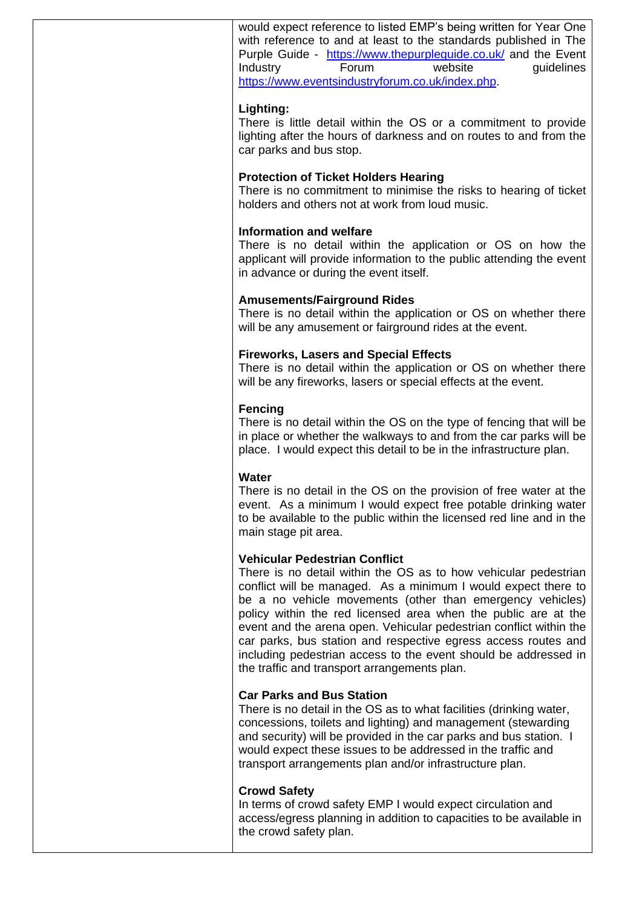| | would expect reference to listed EMP's being written for Year One with reference to and at least to the standards published in The Purple Guide - https://www.thepurpleguide.co.uk/ and the Event Industry Forum website guidelines https://www.eventsindustryforum.co.uk/index.php.<br><br>**Lighting:**<br>There is little detail within the OS or a commitment to provide lighting after the hours of darkness and on routes to and from the car parks and bus stop.<br><br>**Protection of Ticket Holders Hearing**<br>There is no commitment to minimise the risks to hearing of ticket holders and others not at work from loud music.<br><br>**Information and welfare**<br>There is no detail within the application or OS on how the applicant will provide information to the public attending the event in advance or during the event itself.<br><br>**Amusements/Fairground Rides**<br>There is no detail within the application or OS on whether there will be any amusement or fairground rides at the event.<br><br>**Fireworks, Lasers and Special Effects**<br>There is no detail within the application or OS on whether there will be any fireworks, lasers or special effects at the event.<br><br>**Fencing**<br>There is no detail within the OS on the type of fencing that will be in place or whether the walkways to and from the car parks will be place. I would expect this detail to be in the infrastructure plan.<br><br>**Water**<br>There is no detail in the OS on the provision of free water at the event. As a minimum I would expect free potable drinking water to be available to the public within the licensed red line and in the main stage pit area.<br><br>**Vehicular Pedestrian Conflict**<br>There is no detail within the OS as to how vehicular pedestrian conflict will be managed. As a minimum I would expect there to be a no vehicle movements (other than emergency vehicles) policy within the red licensed area when the public are at the event and the arena open. Vehicular pedestrian conflict within the car parks, bus station and respective egress access routes and including pedestrian access to the event should be addressed in the traffic and transport arrangements plan.<br><br>**Car Parks and Bus Station**<br>There is no detail in the OS as to what facilities (drinking water, concessions, toilets and lighting) and management (stewarding and security) will be provided in the car parks and bus station. I would expect these issues to be addressed in the traffic and transport arrangements plan and/or infrastructure plan.<br><br>**Crowd Safety**<br>In terms of crowd safety EMP I would expect circulation and access/egress planning in addition to capacities to be available in the crowd safety plan. |
|---|---|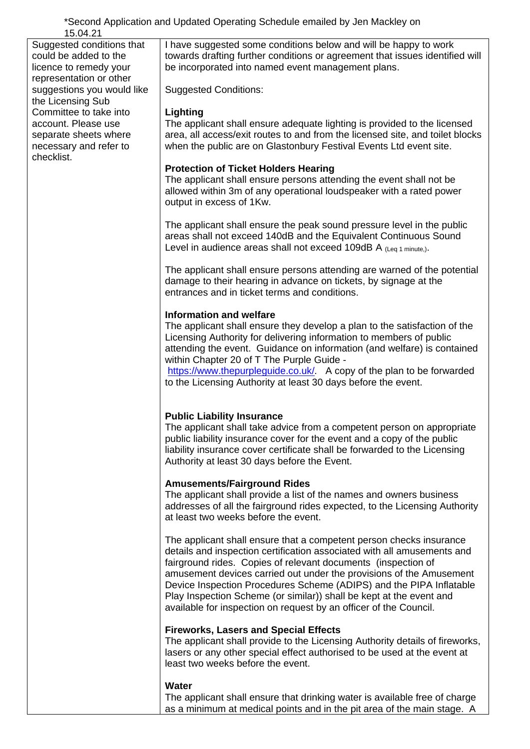*Second Application and Updated Operating Schedule emailed by Jen Mackley on 15.04.21

| Suggested conditions that could be added to the licence to remedy your representation or other suggestions you would like the Licensing Sub Committee to take into account. Please use separate sheets where necessary and refer to checklist. | I have suggested some conditions below and will be happy to work towards drafting further conditions or agreement that issues identified will be incorporated into named event management plans.<br><br>Suggested Conditions:<br><br>**Lighting**<br>The applicant shall ensure adequate lighting is provided to the licensed area, all access/exit routes to and from the licensed site, and toilet blocks when the public are on Glastonbury Festival Events Ltd event site.<br><br>**Protection of Ticket Holders Hearing**<br>The applicant shall ensure persons attending the event shall not be allowed within 3m of any operational loudspeaker with a rated power output in excess of 1Kw.<br><br>The applicant shall ensure the peak sound pressure level in the public areas shall not exceed 140dB and the Equivalent Continuous Sound Level in audience areas shall not exceed 109dB A $_{(Leq\ 1\ minute,)}$.<br><br>The applicant shall ensure persons attending are warned of the potential damage to their hearing in advance on tickets, by signage at the entrances and in ticket terms and conditions.<br><br>**Information and welfare**<br>The applicant shall ensure they develop a plan to the satisfaction of the Licensing Authority for delivering information to members of public attending the event. Guidance on information (and welfare) is contained within Chapter 20 of T The Purple Guide - https://www.thepurpleguide.co.uk/. A copy of the plan to be forwarded to the Licensing Authority at least 30 days before the event.<br><br>**Public Liability Insurance**<br>The applicant shall take advice from a competent person on appropriate public liability insurance cover for the event and a copy of the public liability insurance cover certificate shall be forwarded to the Licensing Authority at least 30 days before the Event.<br><br>**Amusements/Fairground Rides**<br>The applicant shall provide a list of the names and owners business addresses of all the fairground rides expected, to the Licensing Authority at least two weeks before the event.<br><br>The applicant shall ensure that a competent person checks insurance details and inspection certification associated with all amusements and fairground rides. Copies of relevant documents (inspection of amusement devices carried out under the provisions of the Amusement Device Inspection Procedures Scheme (ADIPS) and the PIPA Inflatable Play Inspection Scheme (or similar)) shall be kept at the event and available for inspection on request by an officer of the Council.<br><br>**Fireworks, Lasers and Special Effects**<br>The applicant shall provide to the Licensing Authority details of fireworks, lasers or any other special effect authorised to be used at the event at least two weeks before the event.<br><br>**Water**<br>The applicant shall ensure that drinking water is available free of charge as a minimum at medical points and in the pit area of the main stage. A |
|---|---|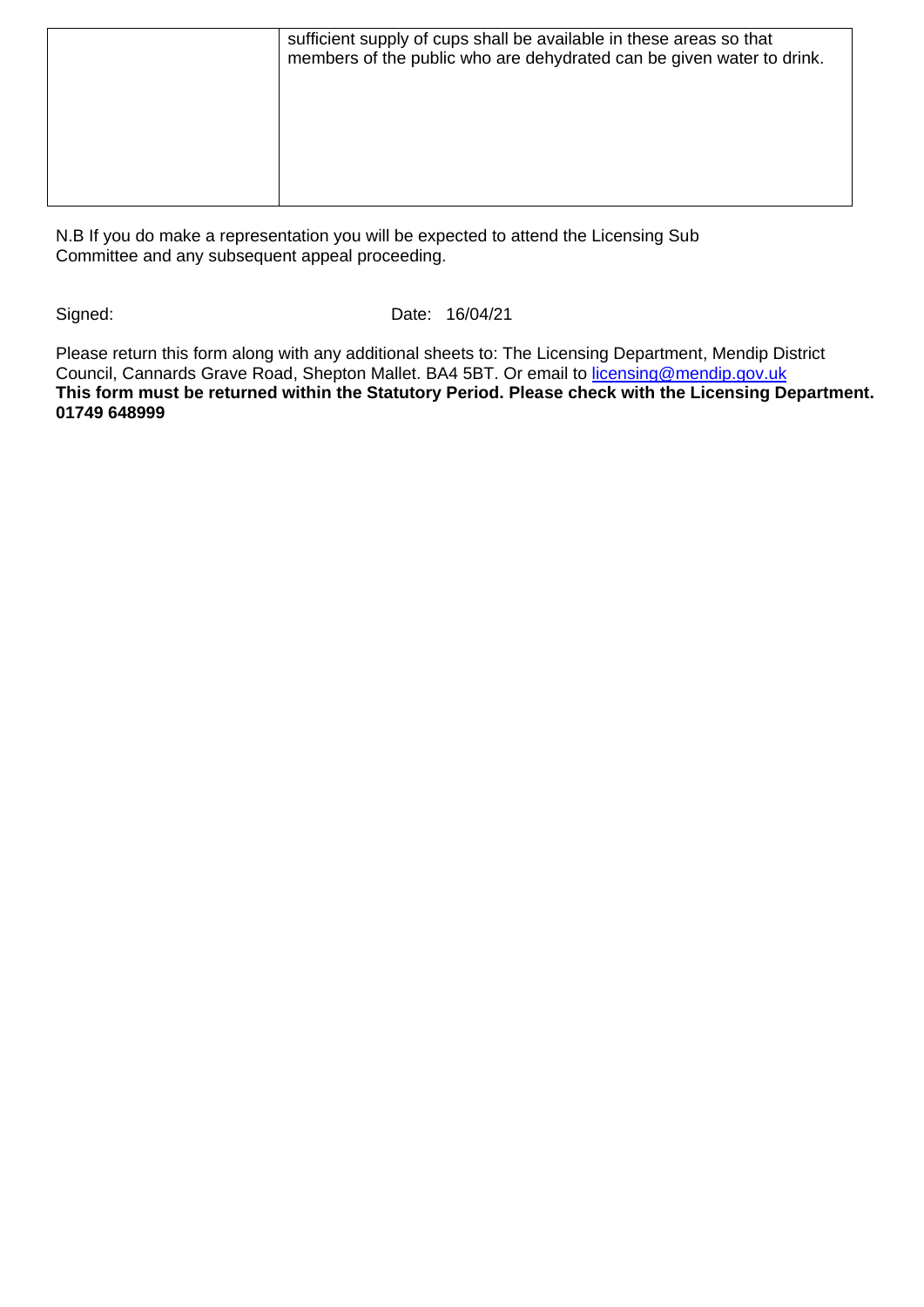| | |
|---|---|
| | sufficient supply of cups shall be available in these areas so that members of the public who are dehydrated can be given water to drink. |

N.B If you do make a representation you will be expected to attend the Licensing Sub Committee and any subsequent appeal proceeding.

Signed: Date: 16/04/21

Please return this form along with any additional sheets to: The Licensing Department, Mendip District Council, Cannards Grave Road, Shepton Mallet. BA4 5BT. Or email to licensing@mendip.gov.uk
**This form must be returned within the Statutory Period. Please check with the Licensing Department. 01749 648999**